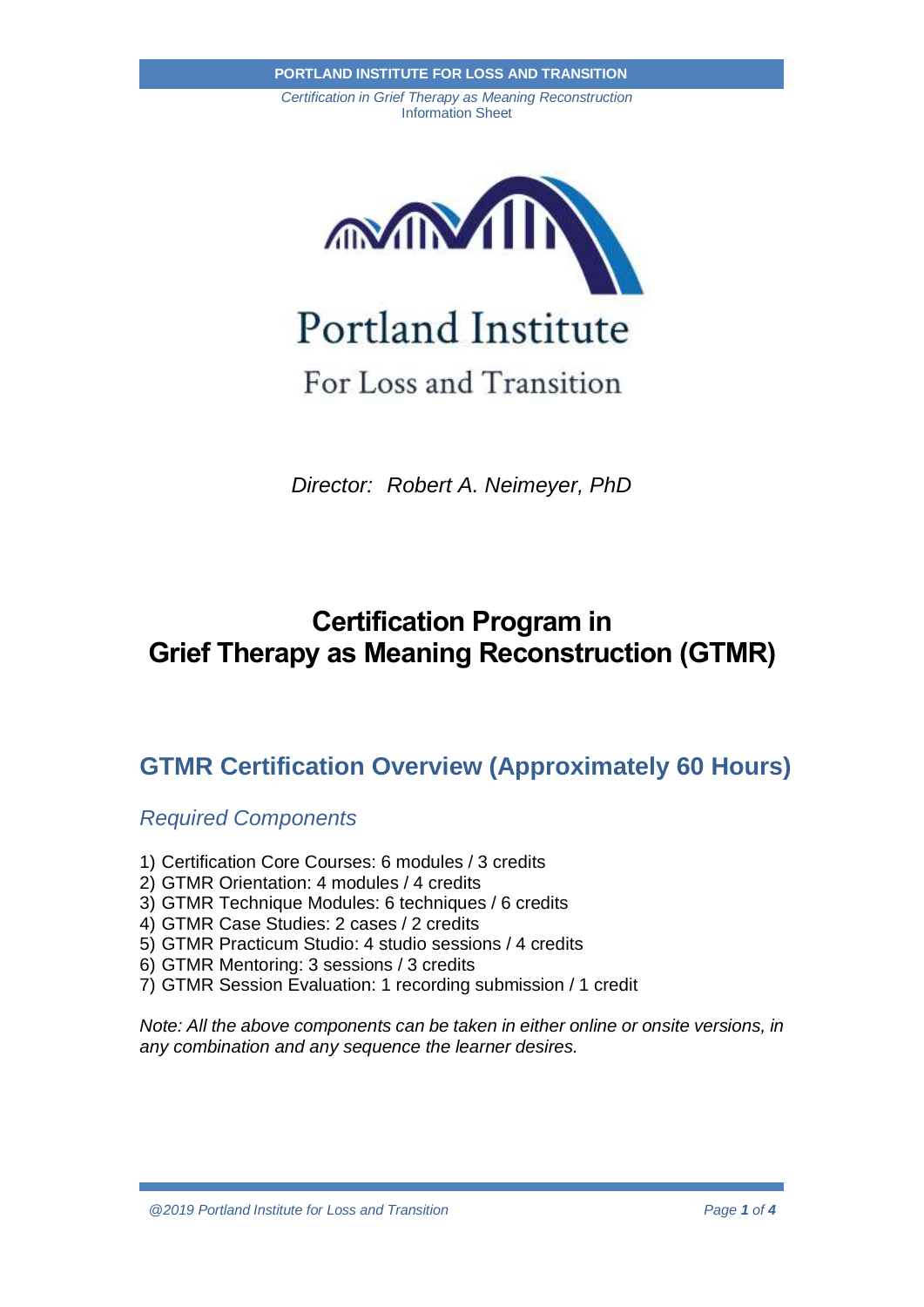Portland Institute

For Loss and Transition

*Director: Robert A. Neimeyer, PhD*

# Certification Program in Grief Therapy as Meaning Reconstruction (GTMR)

## GTMR Certification Overview (Approximately 60 Hours)

### *Required Components*

1) Certification Core Courses: 6 modules / 3 credits
2) GTMR Orientation: 4 modules / 4 credits
3) GTMR Technique Modules: 6 techniques / 6 credits
4) GTMR Case Studies: 2 cases / 2 credits
5) GTMR Practicum Studio: 4 studio sessions / 4 credits
6) GTMR Mentoring: 3 sessions / 3 credits
7) GTMR Session Evaluation: 1 recording submission / 1 credit

*Note: All the above components can be taken in either online or onsite versions, in any combination and any sequence the learner desires.*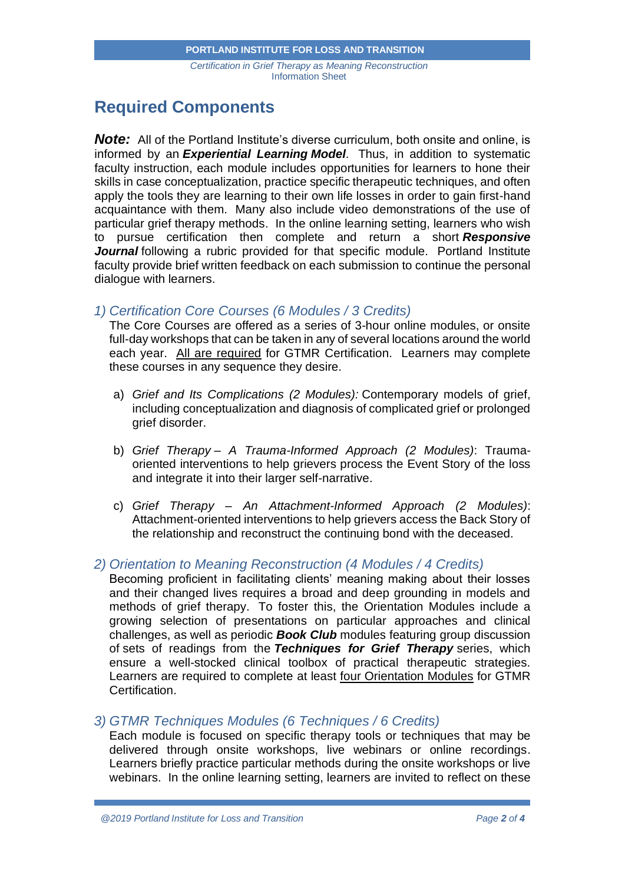## Required Components

***Note:*** All of the Portland Institute's diverse curriculum, both onsite and online, is informed by an ***Experiential Learning Model***. Thus, in addition to systematic faculty instruction, each module includes opportunities for learners to hone their skills in case conceptualization, practice specific therapeutic techniques, and often apply the tools they are learning to their own life losses in order to gain first-hand acquaintance with them. Many also include video demonstrations of the use of particular grief therapy methods. In the online learning setting, learners who wish to pursue certification then complete and return a short ***Responsive Journal*** following a rubric provided for that specific module. Portland Institute faculty provide brief written feedback on each submission to continue the personal dialogue with learners.

### *1) Certification Core Courses (6 Modules / 3 Credits)*

The Core Courses are offered as a series of 3-hour online modules, or onsite full-day workshops that can be taken in any of several locations around the world each year. <u>All are required</u> for GTMR Certification. Learners may complete these courses in any sequence they desire.

a) *Grief and Its Complications (2 Modules):* Contemporary models of grief, including conceptualization and diagnosis of complicated grief or prolonged grief disorder.

b) *Grief Therapy – A Trauma-Informed Approach (2 Modules)*: Trauma-oriented interventions to help grievers process the Event Story of the loss and integrate it into their larger self-narrative.

c) *Grief Therapy – An Attachment-Informed Approach (2 Modules)*: Attachment-oriented interventions to help grievers access the Back Story of the relationship and reconstruct the continuing bond with the deceased.

### *2) Orientation to Meaning Reconstruction (4 Modules / 4 Credits)*

Becoming proficient in facilitating clients' meaning making about their losses and their changed lives requires a broad and deep grounding in models and methods of grief therapy. To foster this, the Orientation Modules include a growing selection of presentations on particular approaches and clinical challenges, as well as periodic ***Book Club*** modules featuring group discussion of sets of readings from the ***Techniques for Grief Therapy*** series, which ensure a well-stocked clinical toolbox of practical therapeutic strategies. Learners are required to complete at least <u>four Orientation Modules</u> for GTMR Certification.

### *3) GTMR Techniques Modules (6 Techniques / 6 Credits)*

Each module is focused on specific therapy tools or techniques that may be delivered through onsite workshops, live webinars or online recordings. Learners briefly practice particular methods during the onsite workshops or live webinars. In the online learning setting, learners are invited to reflect on these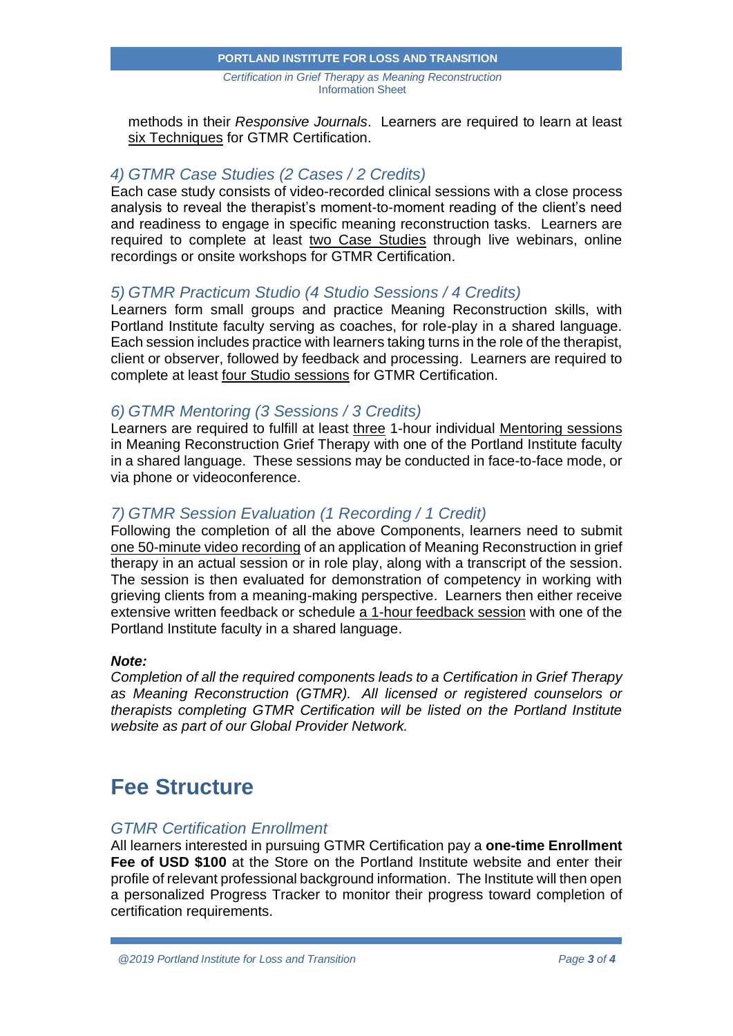methods in their *Responsive Journals*. Learners are required to learn at least six Techniques for GTMR Certification.

### *4) GTMR Case Studies (2 Cases / 2 Credits)*

Each case study consists of video-recorded clinical sessions with a close process analysis to reveal the therapist's moment-to-moment reading of the client's need and readiness to engage in specific meaning reconstruction tasks. Learners are required to complete at least two Case Studies through live webinars, online recordings or onsite workshops for GTMR Certification.

### *5) GTMR Practicum Studio (4 Studio Sessions / 4 Credits)*

Learners form small groups and practice Meaning Reconstruction skills, with Portland Institute faculty serving as coaches, for role-play in a shared language. Each session includes practice with learners taking turns in the role of the therapist, client or observer, followed by feedback and processing. Learners are required to complete at least four Studio sessions for GTMR Certification.

### *6) GTMR Mentoring (3 Sessions / 3 Credits)*

Learners are required to fulfill at least three 1-hour individual Mentoring sessions in Meaning Reconstruction Grief Therapy with one of the Portland Institute faculty in a shared language. These sessions may be conducted in face-to-face mode, or via phone or videoconference.

### *7) GTMR Session Evaluation (1 Recording / 1 Credit)*

Following the completion of all the above Components, learners need to submit one 50-minute video recording of an application of Meaning Reconstruction in grief therapy in an actual session or in role play, along with a transcript of the session. The session is then evaluated for demonstration of competency in working with grieving clients from a meaning-making perspective. Learners then either receive extensive written feedback or schedule a 1-hour feedback session with one of the Portland Institute faculty in a shared language.

***Note:***

*Completion of all the required components leads to a Certification in Grief Therapy as Meaning Reconstruction (GTMR). All licensed or registered counselors or therapists completing GTMR Certification will be listed on the Portland Institute website as part of our Global Provider Network.*

## Fee Structure

### *GTMR Certification Enrollment*

All learners interested in pursuing GTMR Certification pay a **one-time Enrollment Fee of USD $100** at the Store on the Portland Institute website and enter their profile of relevant professional background information. The Institute will then open a personalized Progress Tracker to monitor their progress toward completion of certification requirements.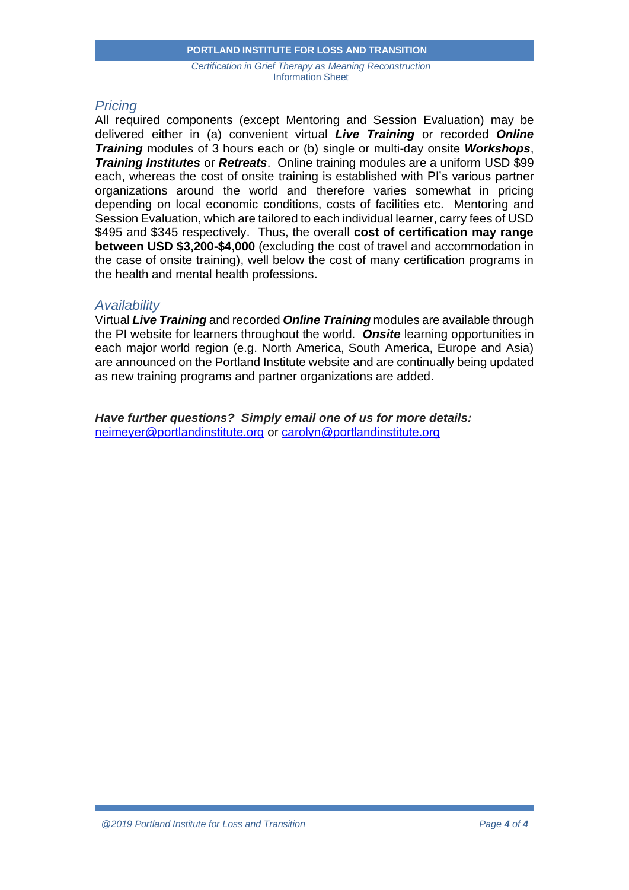## *Pricing*

All required components (except Mentoring and Session Evaluation) may be delivered either in (a) convenient virtual ***Live Training*** or recorded ***Online Training*** modules of 3 hours each or (b) single or multi-day onsite ***Workshops***, ***Training Institutes*** or ***Retreats***. Online training modules are a uniform USD $99 each, whereas the cost of onsite training is established with PI's various partner organizations around the world and therefore varies somewhat in pricing depending on local economic conditions, costs of facilities etc. Mentoring and Session Evaluation, which are tailored to each individual learner, carry fees of USD $495 and $345 respectively. Thus, the overall **cost of certification may range between USD $3,200-$4,000** (excluding the cost of travel and accommodation in the case of onsite training), well below the cost of many certification programs in the health and mental health professions.

## *Availability*

Virtual ***Live Training*** and recorded ***Online Training*** modules are available through the PI website for learners throughout the world. ***Onsite*** learning opportunities in each major world region (e.g. North America, South America, Europe and Asia) are announced on the Portland Institute website and are continually being updated as new training programs and partner organizations are added.

***Have further questions? Simply email one of us for more details:***
neimeyer@portlandinstitute.org or carolyn@portlandinstitute.org